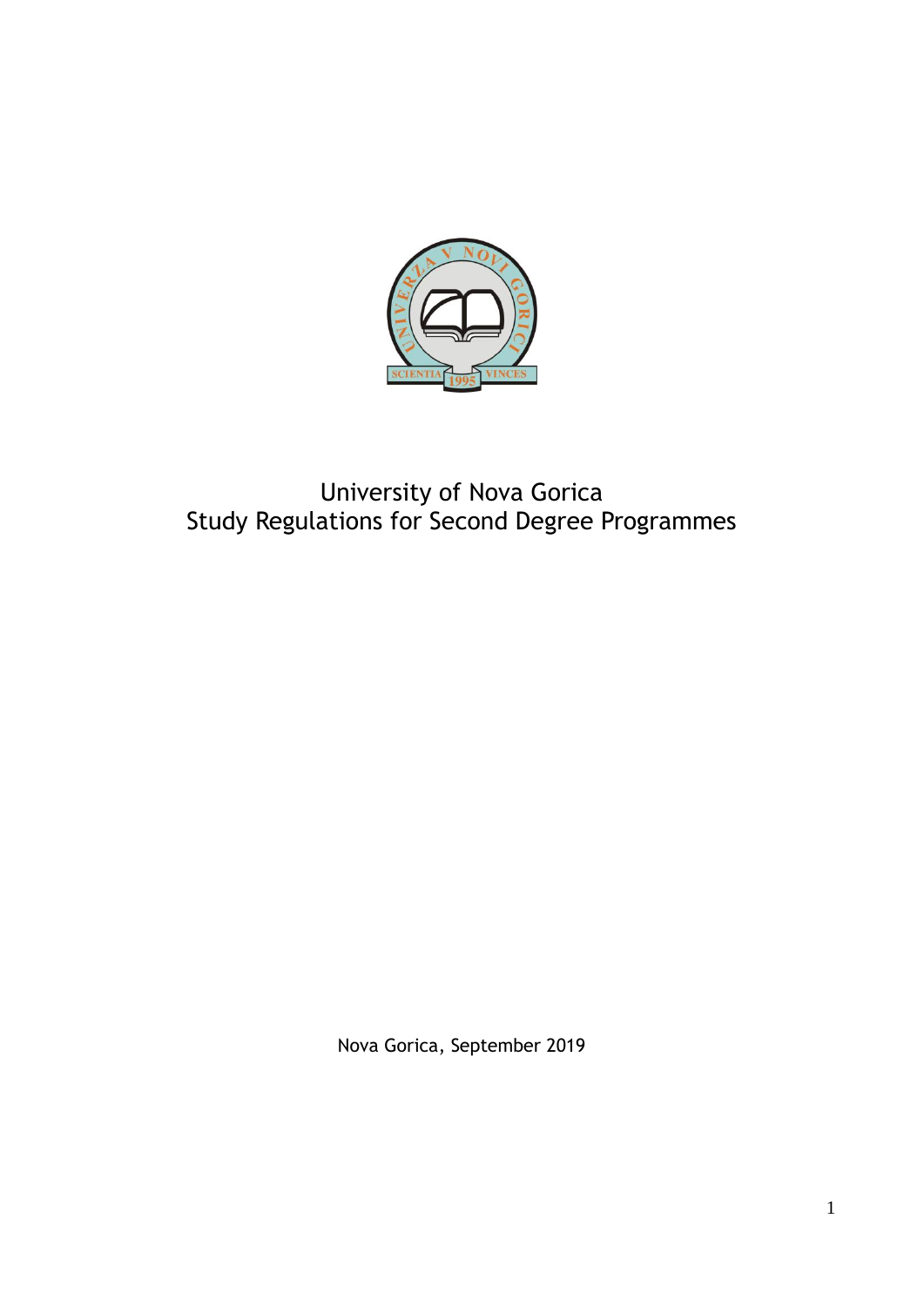# University of Nova Gorica
# Study Regulations for Second Degree Programmes

Nova Gorica, September 2019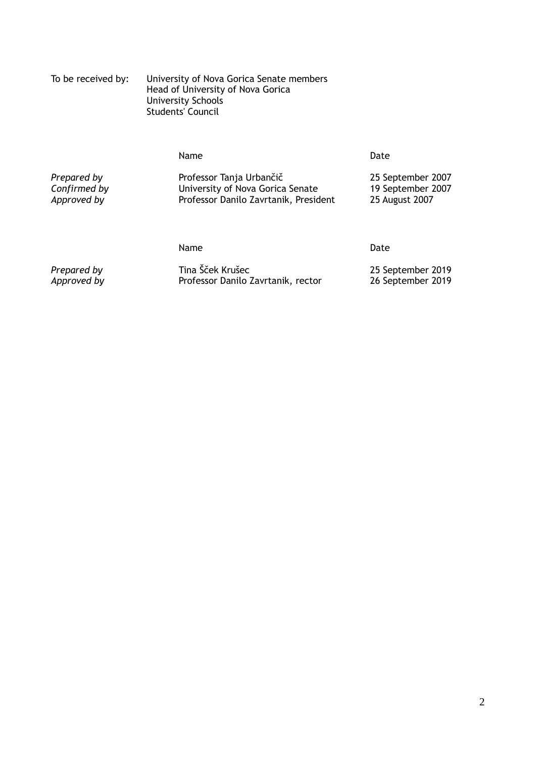To be received by: University of Nova Gorica Senate members
Head of University of Nova Gorica
University Schools
Students' Council

| | Name | Date |
|---|---|---|
| *Prepared by* | Professor Tanja Urbančič | 25 September 2007 |
| *Confirmed by* | University of Nova Gorica Senate | 19 September 2007 |
| *Approved by* | Professor Danilo Zavrtanik, President | 25 August 2007 |

| | Name | Date |
|---|---|---|
| *Prepared by* | Tina Šček Krušec | 25 September 2019 |
| *Approved by* | Professor Danilo Zavrtanik, rector | 26 September 2019 |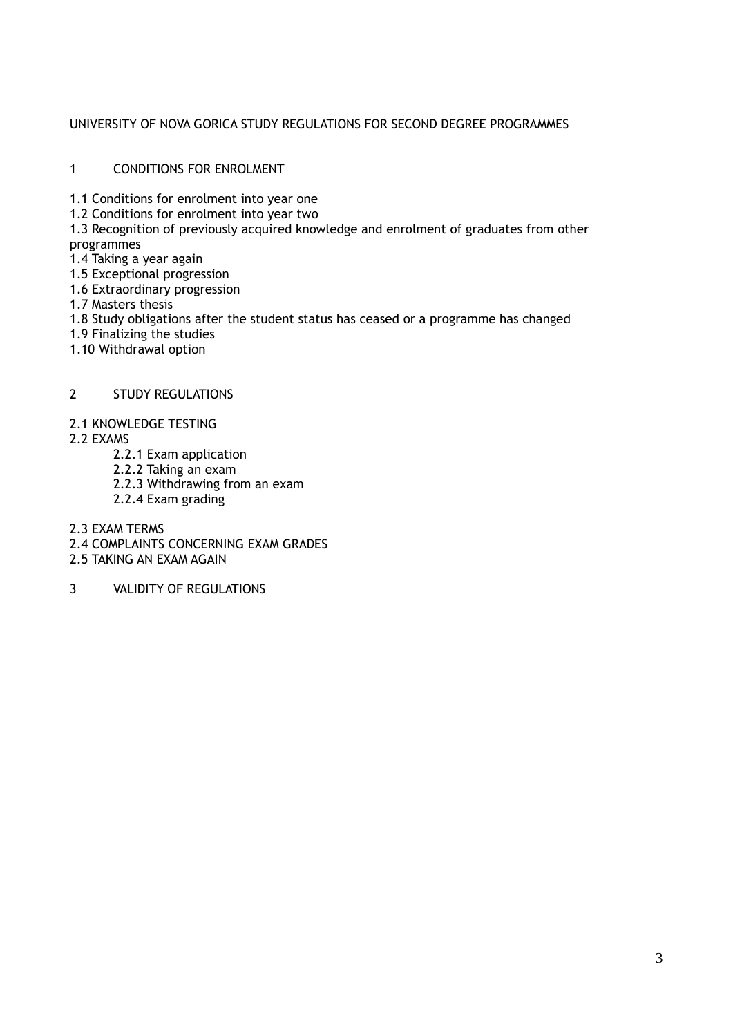UNIVERSITY OF NOVA GORICA STUDY REGULATIONS FOR SECOND DEGREE PROGRAMMES

1 CONDITIONS FOR ENROLMENT

1.1 Conditions for enrolment into year one
1.2 Conditions for enrolment into year two
1.3 Recognition of previously acquired knowledge and enrolment of graduates from other programmes
1.4 Taking a year again
1.5 Exceptional progression
1.6 Extraordinary progression
1.7 Masters thesis
1.8 Study obligations after the student status has ceased or a programme has changed
1.9 Finalizing the studies
1.10 Withdrawal option

2 STUDY REGULATIONS

2.1 KNOWLEDGE TESTING
2.2 EXAMS
- 2.2.1 Exam application
- 2.2.2 Taking an exam
- 2.2.3 Withdrawing from an exam
- 2.2.4 Exam grading

2.3 EXAM TERMS
2.4 COMPLAINTS CONCERNING EXAM GRADES
2.5 TAKING AN EXAM AGAIN

3 VALIDITY OF REGULATIONS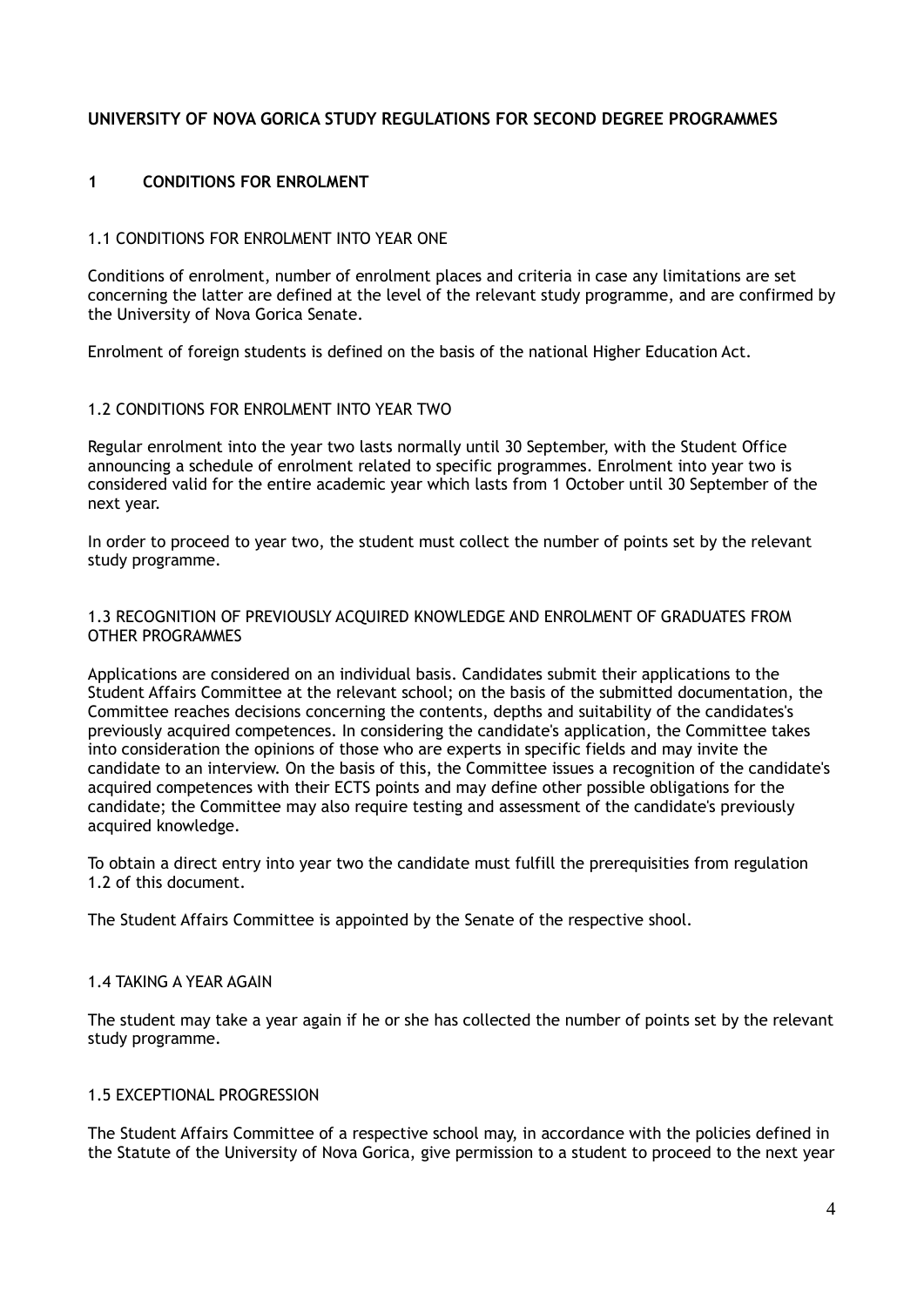## UNIVERSITY OF NOVA GORICA STUDY REGULATIONS FOR SECOND DEGREE PROGRAMMES

### 1 CONDITIONS FOR ENROLMENT

#### 1.1 CONDITIONS FOR ENROLMENT INTO YEAR ONE

Conditions of enrolment, number of enrolment places and criteria in case any limitations are set concerning the latter are defined at the level of the relevant study programme, and are confirmed by the University of Nova Gorica Senate.

Enrolment of foreign students is defined on the basis of the national Higher Education Act.

#### 1.2 CONDITIONS FOR ENROLMENT INTO YEAR TWO

Regular enrolment into the year two lasts normally until 30 September, with the Student Office announcing a schedule of enrolment related to specific programmes. Enrolment into year two is considered valid for the entire academic year which lasts from 1 October until 30 September of the next year.

In order to proceed to year two, the student must collect the number of points set by the relevant study programme.

#### 1.3 RECOGNITION OF PREVIOUSLY ACQUIRED KNOWLEDGE AND ENROLMENT OF GRADUATES FROM OTHER PROGRAMMES

Applications are considered on an individual basis. Candidates submit their applications to the Student Affairs Committee at the relevant school; on the basis of the submitted documentation, the Committee reaches decisions concerning the contents, depths and suitability of the candidates's previously acquired competences. In considering the candidate's application, the Committee takes into consideration the opinions of those who are experts in specific fields and may invite the candidate to an interview. On the basis of this, the Committee issues a recognition of the candidate's acquired competences with their ECTS points and may define other possible obligations for the candidate; the Committee may also require testing and assessment of the candidate's previously acquired knowledge.

To obtain a direct entry into year two the candidate must fulfill the prerequisities from regulation 1.2 of this document.

The Student Affairs Committee is appointed by the Senate of the respective shool.

#### 1.4 TAKING A YEAR AGAIN

The student may take a year again if he or she has collected the number of points set by the relevant study programme.

#### 1.5 EXCEPTIONAL PROGRESSION

The Student Affairs Committee of a respective school may, in accordance with the policies defined in the Statute of the University of Nova Gorica, give permission to a student to proceed to the next year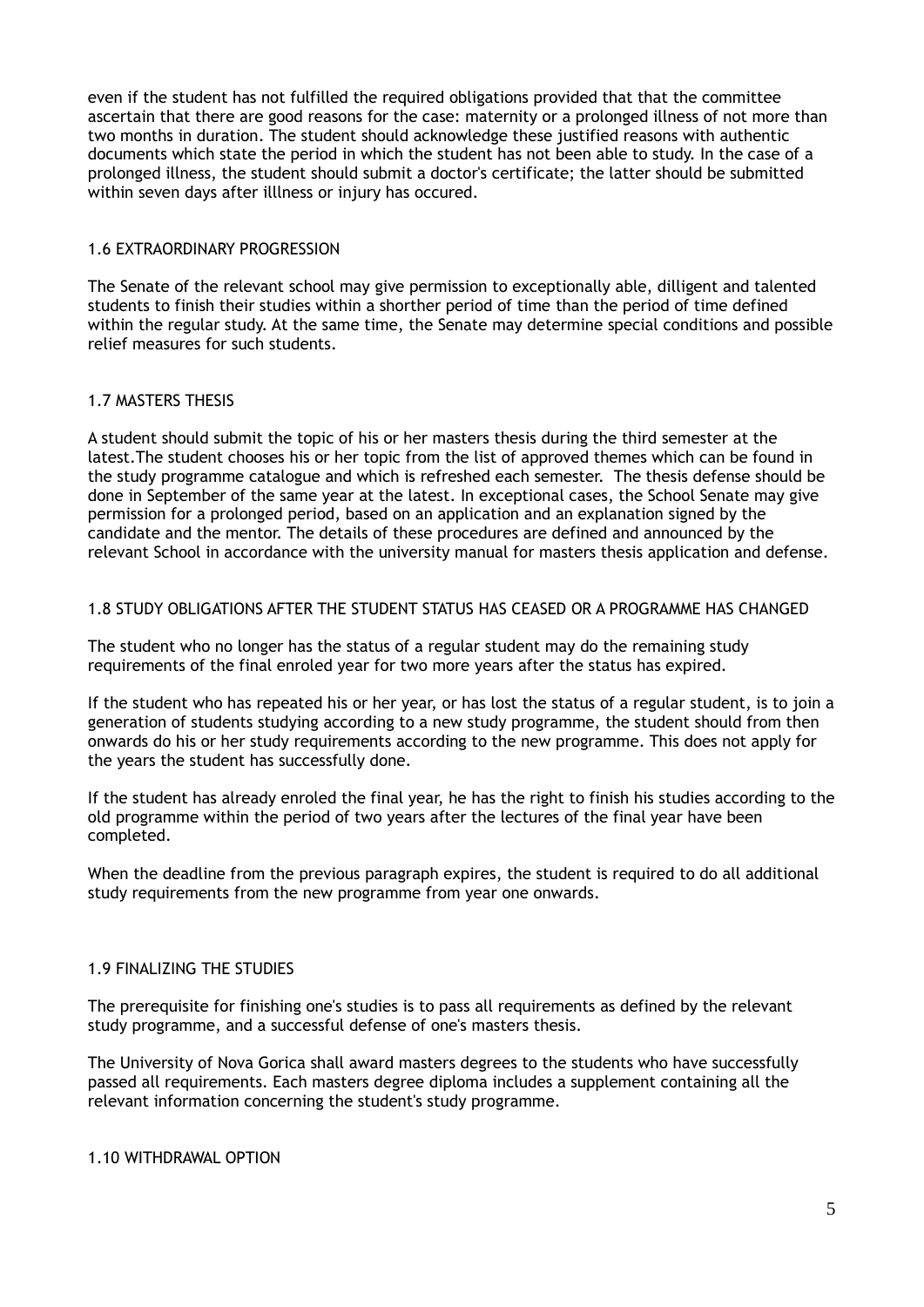even if the student has not fulfilled the required obligations provided that that the committee ascertain that there are good reasons for the case: maternity or a prolonged illness of not more than two months in duration. The student should acknowledge these justified reasons with authentic documents which state the period in which the student has not been able to study. In the case of a prolonged illness, the student should submit a doctor's certificate; the latter should be submitted within seven days after illlness or injury has occured.

## 1.6 EXTRAORDINARY PROGRESSION

The Senate of the relevant school may give permission to exceptionally able, dilligent and talented students to finish their studies within a shorter period of time than the period of time defined within the regular study. At the same time, the Senate may determine special conditions and possible relief measures for such students.

## 1.7 MASTERS THESIS

A student should submit the topic of his or her masters thesis during the third semester at the latest.The student chooses his or her topic from the list of approved themes which can be found in the study programme catalogue and which is refreshed each semester. The thesis defense should be done in September of the same year at the latest. In exceptional cases, the School Senate may give permission for a prolonged period, based on an application and an explanation signed by the candidate and the mentor. The details of these procedures are defined and announced by the relevant School in accordance with the university manual for masters thesis application and defense.

## 1.8 STUDY OBLIGATIONS AFTER THE STUDENT STATUS HAS CEASED OR A PROGRAMME HAS CHANGED

The student who no longer has the status of a regular student may do the remaining study requirements of the final enroled year for two more years after the status has expired.

If the student who has repeated his or her year, or has lost the status of a regular student, is to join a generation of students studying according to a new study programme, the student should from then onwards do his or her study requirements according to the new programme. This does not apply for the years the student has successfully done.

If the student has already enroled the final year, he has the right to finish his studies according to the old programme within the period of two years after the lectures of the final year have been completed.

When the deadline from the previous paragraph expires, the student is required to do all additional study requirements from the new programme from year one onwards.

## 1.9 FINALIZING THE STUDIES

The prerequisite for finishing one's studies is to pass all requirements as defined by the relevant study programme, and a successful defense of one's masters thesis.

The University of Nova Gorica shall award masters degrees to the students who have successfully passed all requirements. Each masters degree diploma includes a supplement containing all the relevant information concerning the student's study programme.

## 1.10 WITHDRAWAL OPTION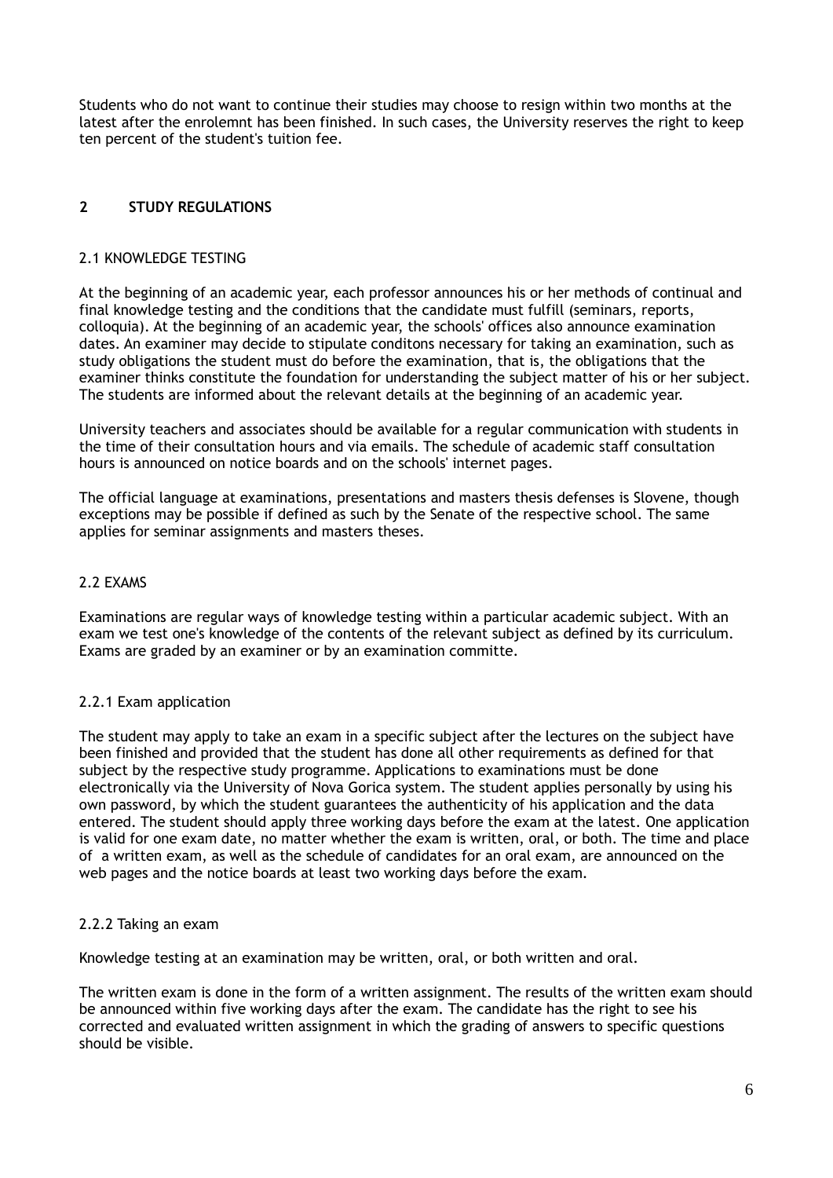Students who do not want to continue their studies may choose to resign within two months at the latest after the enrolemnt has been finished. In such cases, the University reserves the right to keep ten percent of the student's tuition fee.

## 2 STUDY REGULATIONS

### 2.1 KNOWLEDGE TESTING

At the beginning of an academic year, each professor announces his or her methods of continual and final knowledge testing and the conditions that the candidate must fulfill (seminars, reports, colloquia). At the beginning of an academic year, the schools' offices also announce examination dates. An examiner may decide to stipulate conditons necessary for taking an examination, such as study obligations the student must do before the examination, that is, the obligations that the examiner thinks constitute the foundation for understanding the subject matter of his or her subject. The students are informed about the relevant details at the beginning of an academic year.

University teachers and associates should be available for a regular communication with students in the time of their consultation hours and via emails. The schedule of academic staff consultation hours is announced on notice boards and on the schools' internet pages.

The official language at examinations, presentations and masters thesis defenses is Slovene, though exceptions may be possible if defined as such by the Senate of the respective school. The same applies for seminar assignments and masters theses.

### 2.2 EXAMS

Examinations are regular ways of knowledge testing within a particular academic subject. With an exam we test one's knowledge of the contents of the relevant subject as defined by its curriculum. Exams are graded by an examiner or by an examination committe.

#### 2.2.1 Exam application

The student may apply to take an exam in a specific subject after the lectures on the subject have been finished and provided that the student has done all other requirements as defined for that subject by the respective study programme. Applications to examinations must be done electronically via the University of Nova Gorica system. The student applies personally by using his own password, by which the student guarantees the authenticity of his application and the data entered. The student should apply three working days before the exam at the latest. One application is valid for one exam date, no matter whether the exam is written, oral, or both. The time and place of a written exam, as well as the schedule of candidates for an oral exam, are announced on the web pages and the notice boards at least two working days before the exam.

#### 2.2.2 Taking an exam

Knowledge testing at an examination may be written, oral, or both written and oral.

The written exam is done in the form of a written assignment. The results of the written exam should be announced within five working days after the exam. The candidate has the right to see his corrected and evaluated written assignment in which the grading of answers to specific questions should be visible.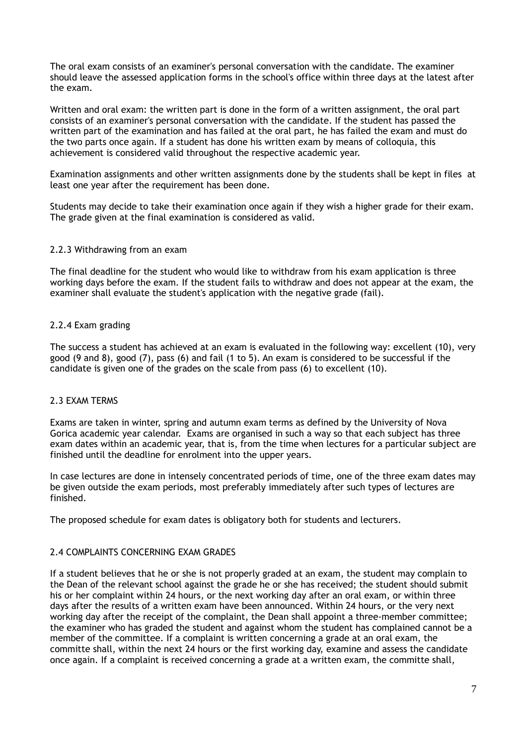The oral exam consists of an examiner's personal conversation with the candidate. The examiner should leave the assessed application forms in the school's office within three days at the latest after the exam.

Written and oral exam: the written part is done in the form of a written assignment, the oral part consists of an examiner's personal conversation with the candidate. If the student has passed the written part of the examination and has failed at the oral part, he has failed the exam and must do the two parts once again. If a student has done his written exam by means of colloquia, this achievement is considered valid throughout the respective academic year.

Examination assignments and other written assignments done by the students shall be kept in files at least one year after the requirement has been done.

Students may decide to take their examination once again if they wish a higher grade for their exam. The grade given at the final examination is considered as valid.

### 2.2.3 Withdrawing from an exam

The final deadline for the student who would like to withdraw from his exam application is three working days before the exam. If the student fails to withdraw and does not appear at the exam, the examiner shall evaluate the student's application with the negative grade (fail).

### 2.2.4 Exam grading

The success a student has achieved at an exam is evaluated in the following way: excellent (10), very good (9 and 8), good (7), pass (6) and fail (1 to 5). An exam is considered to be successful if the candidate is given one of the grades on the scale from pass (6) to excellent (10).

## 2.3 EXAM TERMS

Exams are taken in winter, spring and autumn exam terms as defined by the University of Nova Gorica academic year calendar. Exams are organised in such a way so that each subject has three exam dates within an academic year, that is, from the time when lectures for a particular subject are finished until the deadline for enrolment into the upper years.

In case lectures are done in intensely concentrated periods of time, one of the three exam dates may be given outside the exam periods, most preferably immediately after such types of lectures are finished.

The proposed schedule for exam dates is obligatory both for students and lecturers.

## 2.4 COMPLAINTS CONCERNING EXAM GRADES

If a student believes that he or she is not properly graded at an exam, the student may complain to the Dean of the relevant school against the grade he or she has received; the student should submit his or her complaint within 24 hours, or the next working day after an oral exam, or within three days after the results of a written exam have been announced. Within 24 hours, or the very next working day after the receipt of the complaint, the Dean shall appoint a three-member committee; the examiner who has graded the student and against whom the student has complained cannot be a member of the committee. If a complaint is written concerning a grade at an oral exam, the committe shall, within the next 24 hours or the first working day, examine and assess the candidate once again. If a complaint is received concerning a grade at a written exam, the committe shall,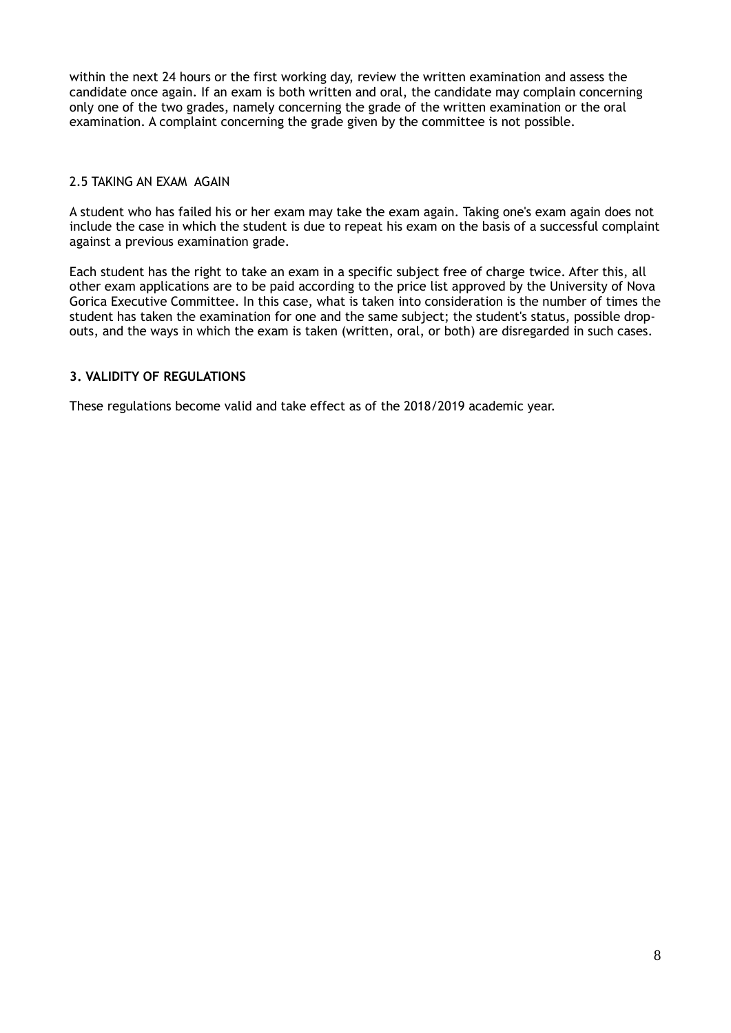within the next 24 hours or the first working day, review the written examination and assess the candidate once again. If an exam is both written and oral, the candidate may complain concerning only one of the two grades, namely concerning the grade of the written examination or the oral examination. A complaint concerning the grade given by the committee is not possible.

### 2.5 TAKING AN EXAM AGAIN

A student who has failed his or her exam may take the exam again. Taking one's exam again does not include the case in which the student is due to repeat his exam on the basis of a successful complaint against a previous examination grade.

Each student has the right to take an exam in a specific subject free of charge twice. After this, all other exam applications are to be paid according to the price list approved by the University of Nova Gorica Executive Committee. In this case, what is taken into consideration is the number of times the student has taken the examination for one and the same subject; the student's status, possible drop-outs, and the ways in which the exam is taken (written, oral, or both) are disregarded in such cases.

## 3. VALIDITY OF REGULATIONS

These regulations become valid and take effect as of the 2018/2019 academic year.